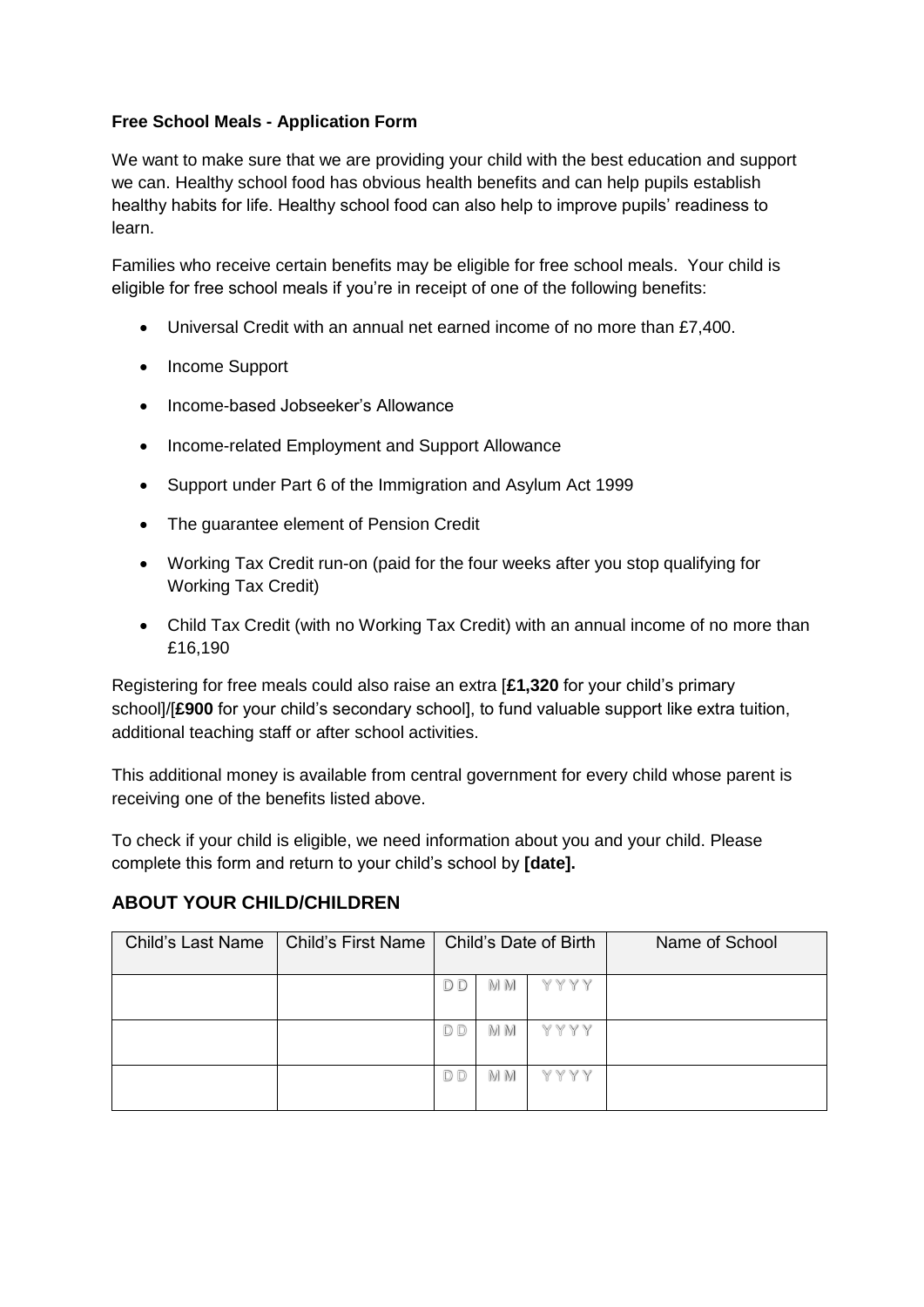**Free School Meals - Application Form**

We want to make sure that we are providing your child with the best education and support we can. Healthy school food has obvious health benefits and can help pupils establish healthy habits for life. Healthy school food can also help to improve pupils' readiness to learn.

Families who receive certain benefits may be eligible for free school meals. Your child is eligible for free school meals if you're in receipt of one of the following benefits:

- Universal Credit with an annual net earned income of no more than £7,400.
- Income Support
- Income-based Jobseeker's Allowance
- Income-related Employment and Support Allowance
- Support under Part 6 of the Immigration and Asylum Act 1999
- The guarantee element of Pension Credit
- Working Tax Credit run-on (paid for the four weeks after you stop qualifying for Working Tax Credit)
- Child Tax Credit (with no Working Tax Credit) with an annual income of no more than £16,190

Registering for free meals could also raise an extra [**£1,320** for your child's primary school]/[**£900** for your child's secondary school], to fund valuable support like extra tuition, additional teaching staff or after school activities.

This additional money is available from central government for every child whose parent is receiving one of the benefits listed above.

To check if your child is eligible, we need information about you and your child. Please complete this form and return to your child's school by **[date].**

## ABOUT YOUR CHILD/CHILDREN

| Child's Last Name | Child's First Name | Child's Date of Birth | | | Name of School |
|---|---|---|---|---|---|
| | | DD | MM | YYYY | |
| | | DD | MM | YYYY | |
| | | DD | MM | YYYY | |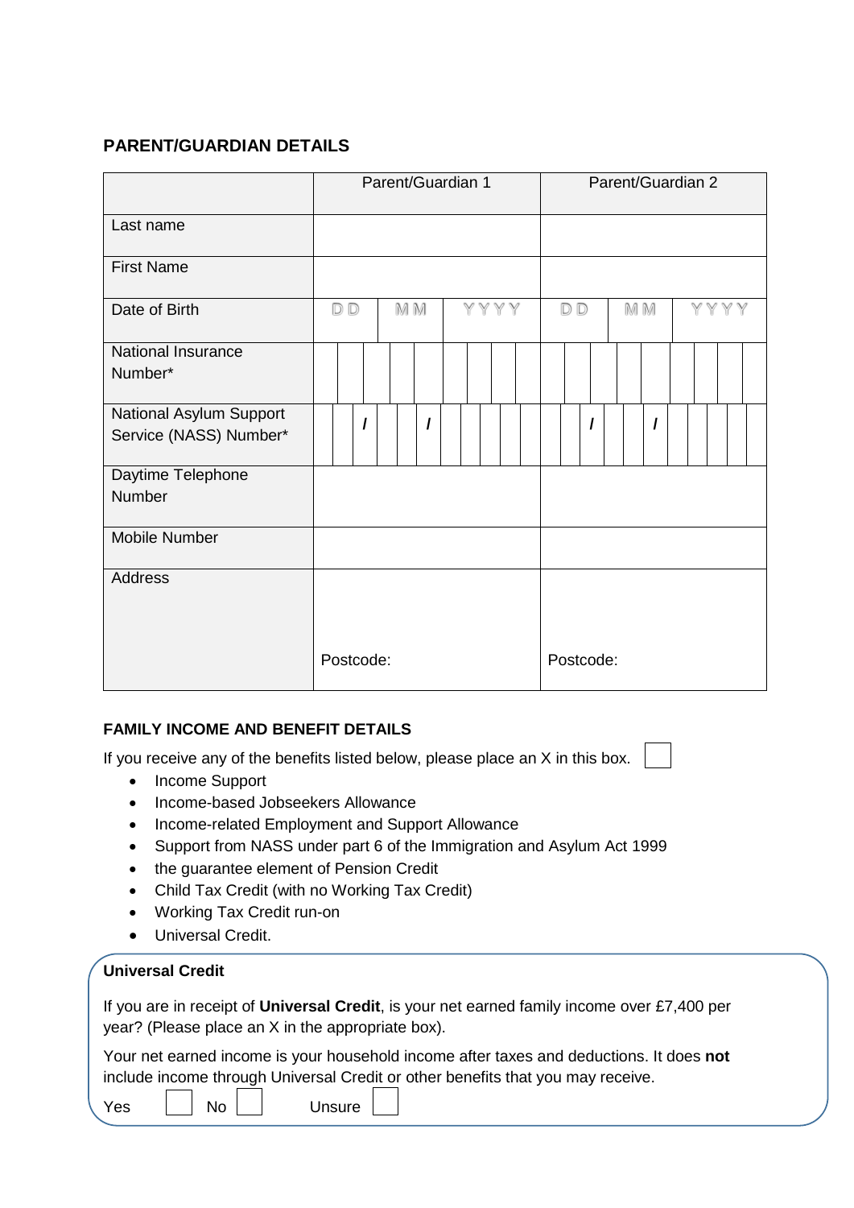## PARENT/GUARDIAN DETAILS

| | Parent/Guardian 1 | Parent/Guardian 2 |
|---|---|---|
| Last name | | |
| First Name | | |
| Date of Birth | DD / MM / YYYY | DD / MM / YYYY |
| National Insurance Number* | | |
| National Asylum Support Service (NASS) Number* | / / | / / |
| Daytime Telephone Number | | |
| Mobile Number | | |
| Address | Postcode: | Postcode: |

## FAMILY INCOME AND BENEFIT DETAILS

If you receive any of the benefits listed below, please place an X in this box. ☐

- Income Support
- Income-based Jobseekers Allowance
- Income-related Employment and Support Allowance
- Support from NASS under part 6 of the Immigration and Asylum Act 1999
- the guarantee element of Pension Credit
- Child Tax Credit (with no Working Tax Credit)
- Working Tax Credit run-on
- Universal Credit.

**Universal Credit**

If you are in receipt of **Universal Credit**, is your net earned family income over £7,400 per year? (Please place an X in the appropriate box).

Your net earned income is your household income after taxes and deductions. It does **not** include income through Universal Credit or other benefits that you may receive.

Yes ☐ No ☐ Unsure ☐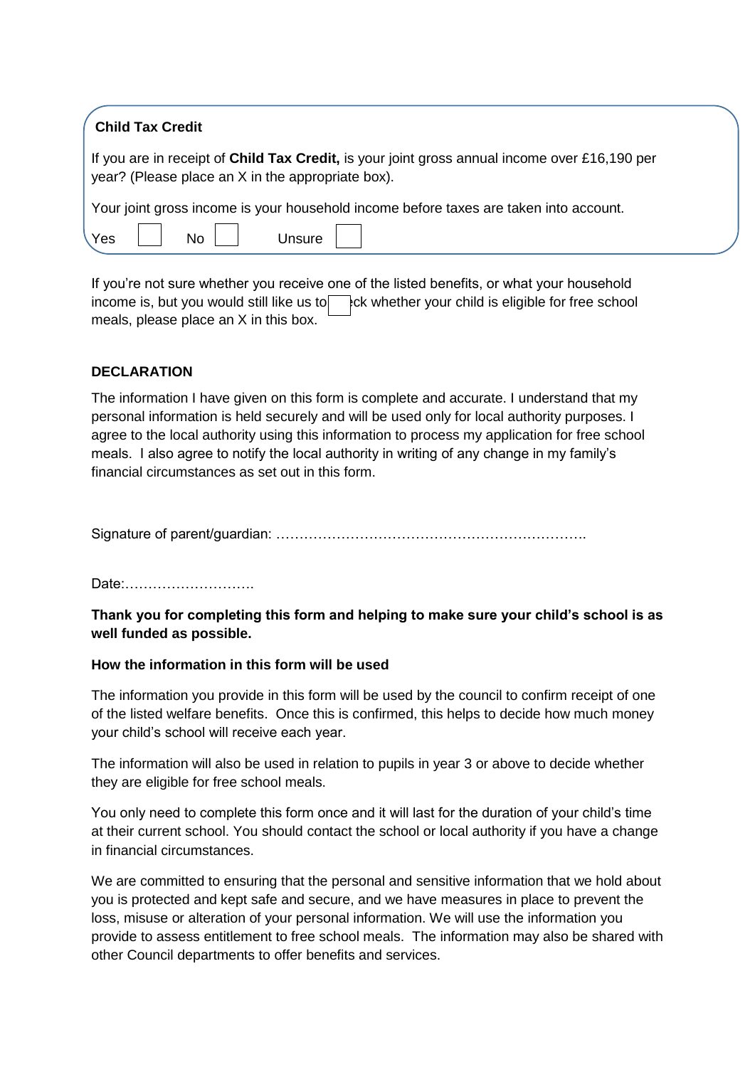**Child Tax Credit**

If you are in receipt of **Child Tax Credit,** is your joint gross annual income over £16,190 per year? (Please place an X in the appropriate box).

Your joint gross income is your household income before taxes are taken into account.

Yes ☐ No ☐ Unsure ☐

If you're not sure whether you receive one of the listed benefits, or what your household income is, but you would still like us to check whether your child is eligible for free school meals, please place an X in this box. ☐

**DECLARATION**

The information I have given on this form is complete and accurate. I understand that my personal information is held securely and will be used only for local authority purposes. I agree to the local authority using this information to process my application for free school meals. I also agree to notify the local authority in writing of any change in my family's financial circumstances as set out in this form.

Signature of parent/guardian: …………………………………………………………..

Date:……………………….

**Thank you for completing this form and helping to make sure your child's school is as well funded as possible.**

**How the information in this form will be used**

The information you provide in this form will be used by the council to confirm receipt of one of the listed welfare benefits. Once this is confirmed, this helps to decide how much money your child's school will receive each year.

The information will also be used in relation to pupils in year 3 or above to decide whether they are eligible for free school meals.

You only need to complete this form once and it will last for the duration of your child's time at their current school. You should contact the school or local authority if you have a change in financial circumstances.

We are committed to ensuring that the personal and sensitive information that we hold about you is protected and kept safe and secure, and we have measures in place to prevent the loss, misuse or alteration of your personal information. We will use the information you provide to assess entitlement to free school meals. The information may also be shared with other Council departments to offer benefits and services.